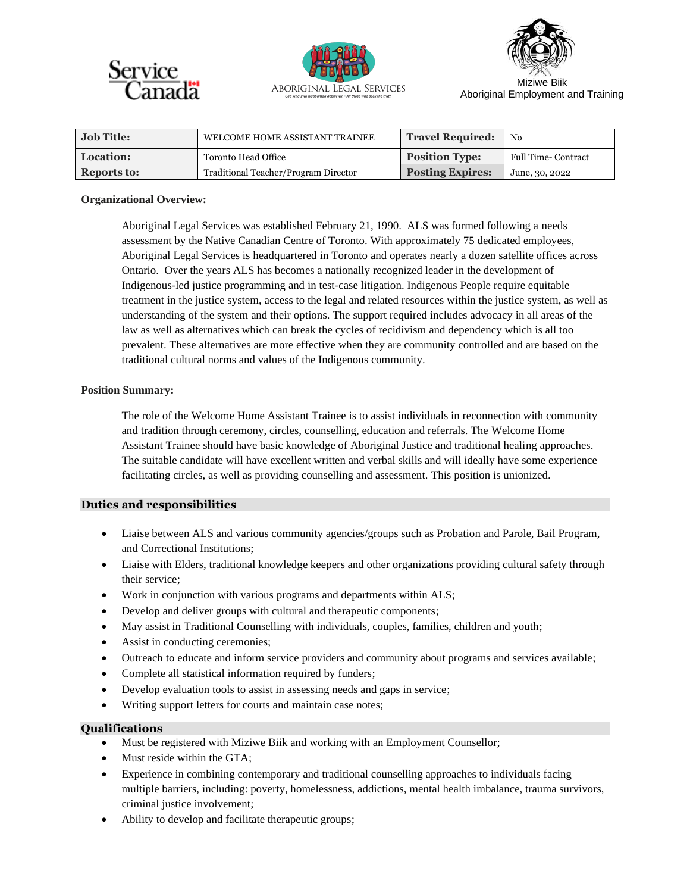Service Canada

ABORIGINAL LEGAL SERVICES

Miziwe Biik
Aboriginal Employment and Training

| **Job Title:** | WELCOME HOME ASSISTANT TRAINEE | **Travel Required:** | No |
|---|---|---|---|
| **Location:** | Toronto Head Office | **Position Type:** | Full Time- Contract |
| **Reports to:** | Traditional Teacher/Program Director | **Posting Expires:** | June, 30, 2022 |

**Organizational Overview:**

Aboriginal Legal Services was established February 21, 1990. ALS was formed following a needs assessment by the Native Canadian Centre of Toronto. With approximately 75 dedicated employees, Aboriginal Legal Services is headquartered in Toronto and operates nearly a dozen satellite offices across Ontario. Over the years ALS has becomes a nationally recognized leader in the development of Indigenous-led justice programming and in test-case litigation. Indigenous People require equitable treatment in the justice system, access to the legal and related resources within the justice system, as well as understanding of the system and their options. The support required includes advocacy in all areas of the law as well as alternatives which can break the cycles of recidivism and dependency which is all too prevalent. These alternatives are more effective when they are community controlled and are based on the traditional cultural norms and values of the Indigenous community.

**Position Summary:**

The role of the Welcome Home Assistant Trainee is to assist individuals in reconnection with community and tradition through ceremony, circles, counselling, education and referrals. The Welcome Home Assistant Trainee should have basic knowledge of Aboriginal Justice and traditional healing approaches. The suitable candidate will have excellent written and verbal skills and will ideally have some experience facilitating circles, as well as providing counselling and assessment. This position is unionized.

## Duties and responsibilities

- Liaise between ALS and various community agencies/groups such as Probation and Parole, Bail Program, and Correctional Institutions;
- Liaise with Elders, traditional knowledge keepers and other organizations providing cultural safety through their service;
- Work in conjunction with various programs and departments within ALS;
- Develop and deliver groups with cultural and therapeutic components;
- May assist in Traditional Counselling with individuals, couples, families, children and youth;
- Assist in conducting ceremonies;
- Outreach to educate and inform service providers and community about programs and services available;
- Complete all statistical information required by funders;
- Develop evaluation tools to assist in assessing needs and gaps in service;
- Writing support letters for courts and maintain case notes;

## Qualifications

- Must be registered with Miziwe Biik and working with an Employment Counsellor;
- Must reside within the GTA;
- Experience in combining contemporary and traditional counselling approaches to individuals facing multiple barriers, including: poverty, homelessness, addictions, mental health imbalance, trauma survivors, criminal justice involvement;
- Ability to develop and facilitate therapeutic groups;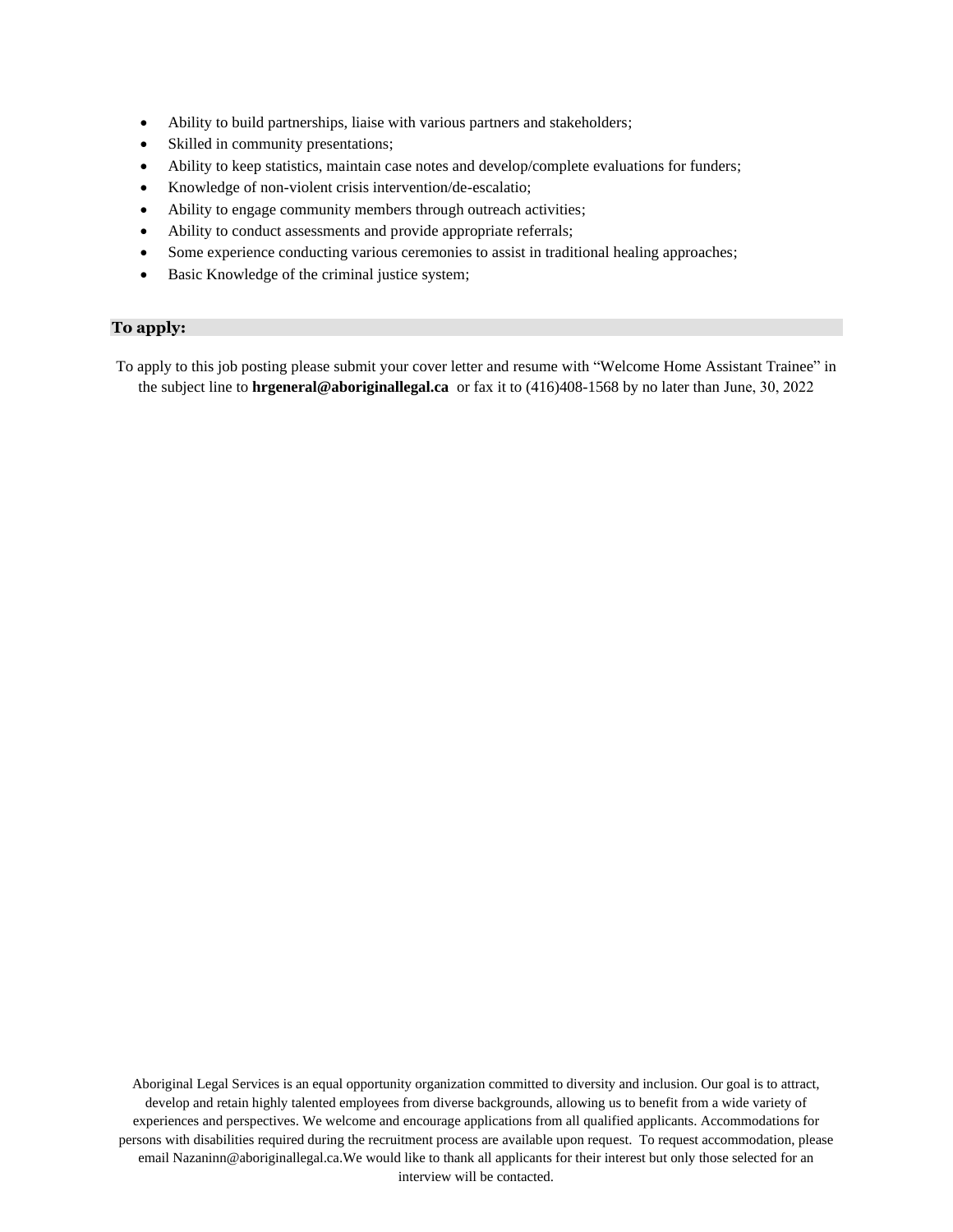- Ability to build partnerships, liaise with various partners and stakeholders;
- Skilled in community presentations;
- Ability to keep statistics, maintain case notes and develop/complete evaluations for funders;
- Knowledge of non-violent crisis intervention/de-escalatio;
- Ability to engage community members through outreach activities;
- Ability to conduct assessments and provide appropriate referrals;
- Some experience conducting various ceremonies to assist in traditional healing approaches;
- Basic Knowledge of the criminal justice system;

## To apply:

To apply to this job posting please submit your cover letter and resume with "Welcome Home Assistant Trainee" in the subject line to **hrgeneral@aboriginallegal.ca** or fax it to (416)408-1568 by no later than June, 30, 2022

Aboriginal Legal Services is an equal opportunity organization committed to diversity and inclusion. Our goal is to attract, develop and retain highly talented employees from diverse backgrounds, allowing us to benefit from a wide variety of experiences and perspectives. We welcome and encourage applications from all qualified applicants. Accommodations for persons with disabilities required during the recruitment process are available upon request. To request accommodation, please email Nazaninn@aboriginallegal.ca.We would like to thank all applicants for their interest but only those selected for an interview will be contacted.